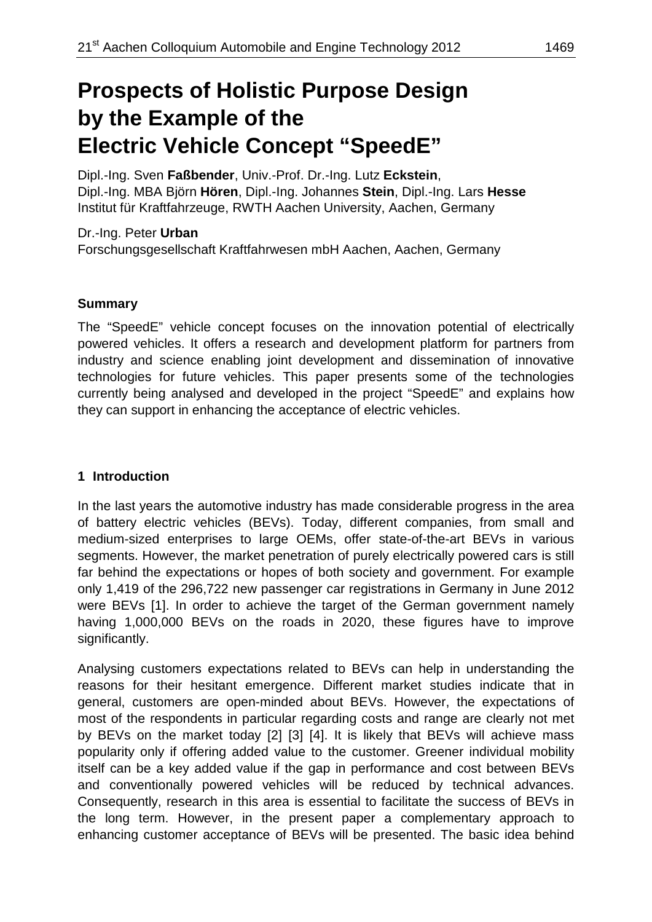# Prospects of Holistic Purpose Design by the Example of the Electric Vehicle Concept "SpeedE"

Dipl.-Ing. Sven **Faßbender**, Univ.-Prof. Dr.-Ing. Lutz **Eckstein**,
Dipl.-Ing. MBA Björn **Hören**, Dipl.-Ing. Johannes **Stein**, Dipl.-Ing. Lars **Hesse**
Institut für Kraftfahrzeuge, RWTH Aachen University, Aachen, Germany

Dr.-Ing. Peter **Urban**
Forschungsgesellschaft Kraftfahrwesen mbH Aachen, Aachen, Germany

### Summary

The "SpeedE" vehicle concept focuses on the innovation potential of electrically powered vehicles. It offers a research and development platform for partners from industry and science enabling joint development and dissemination of innovative technologies for future vehicles. This paper presents some of the technologies currently being analysed and developed in the project "SpeedE" and explains how they can support in enhancing the acceptance of electric vehicles.

## 1 Introduction

In the last years the automotive industry has made considerable progress in the area of battery electric vehicles (BEVs). Today, different companies, from small and medium-sized enterprises to large OEMs, offer state-of-the-art BEVs in various segments. However, the market penetration of purely electrically powered cars is still far behind the expectations or hopes of both society and government. For example only 1,419 of the 296,722 new passenger car registrations in Germany in June 2012 were BEVs [1]. In order to achieve the target of the German government namely having 1,000,000 BEVs on the roads in 2020, these figures have to improve significantly.

Analysing customers expectations related to BEVs can help in understanding the reasons for their hesitant emergence. Different market studies indicate that in general, customers are open-minded about BEVs. However, the expectations of most of the respondents in particular regarding costs and range are clearly not met by BEVs on the market today [2] [3] [4]. It is likely that BEVs will achieve mass popularity only if offering added value to the customer. Greener individual mobility itself can be a key added value if the gap in performance and cost between BEVs and conventionally powered vehicles will be reduced by technical advances. Consequently, research in this area is essential to facilitate the success of BEVs in the long term. However, in the present paper a complementary approach to enhancing customer acceptance of BEVs will be presented. The basic idea behind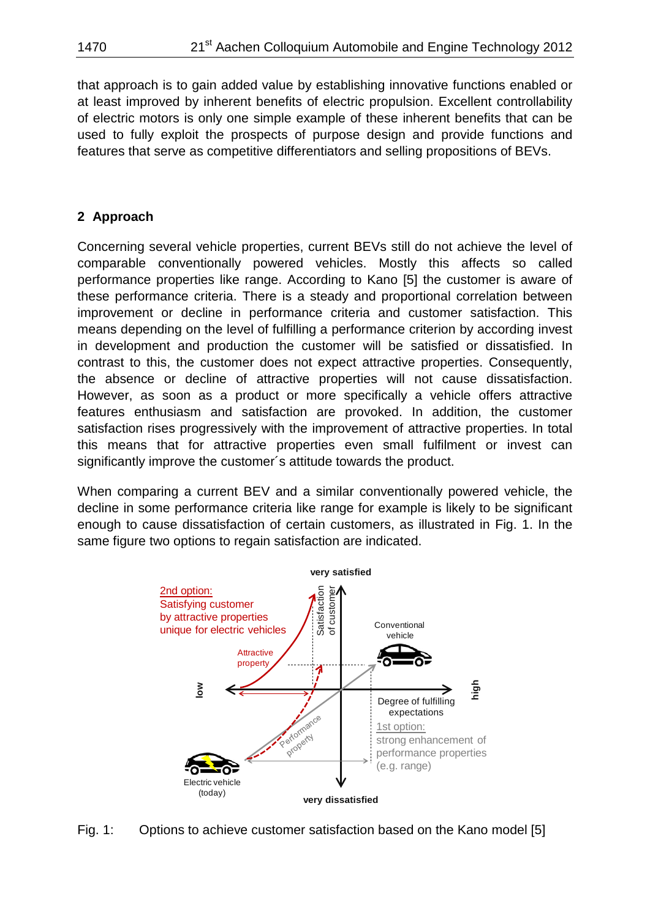that approach is to gain added value by establishing innovative functions enabled or at least improved by inherent benefits of electric propulsion. Excellent controllability of electric motors is only one simple example of these inherent benefits that can be used to fully exploit the prospects of purpose design and provide functions and features that serve as competitive differentiators and selling propositions of BEVs.

## 2 Approach

Concerning several vehicle properties, current BEVs still do not achieve the level of comparable conventionally powered vehicles. Mostly this affects so called performance properties like range. According to Kano [5] the customer is aware of these performance criteria. There is a steady and proportional correlation between improvement or decline in performance criteria and customer satisfaction. This means depending on the level of fulfilling a performance criterion by according invest in development and production the customer will be satisfied or dissatisfied. In contrast to this, the customer does not expect attractive properties. Consequently, the absence or decline of attractive properties will not cause dissatisfaction. However, as soon as a product or more specifically a vehicle offers attractive features enthusiasm and satisfaction are provoked. In addition, the customer satisfaction rises progressively with the improvement of attractive properties. In total this means that for attractive properties even small fulfilment or invest can significantly improve the customer´s attitude towards the product.

When comparing a current BEV and a similar conventionally powered vehicle, the decline in some performance criteria like range for example is likely to be significant enough to cause dissatisfaction of certain customers, as illustrated in Fig. 1. In the same figure two options to regain satisfaction are indicated.

Fig. 1: Options to achieve customer satisfaction based on the Kano model [5]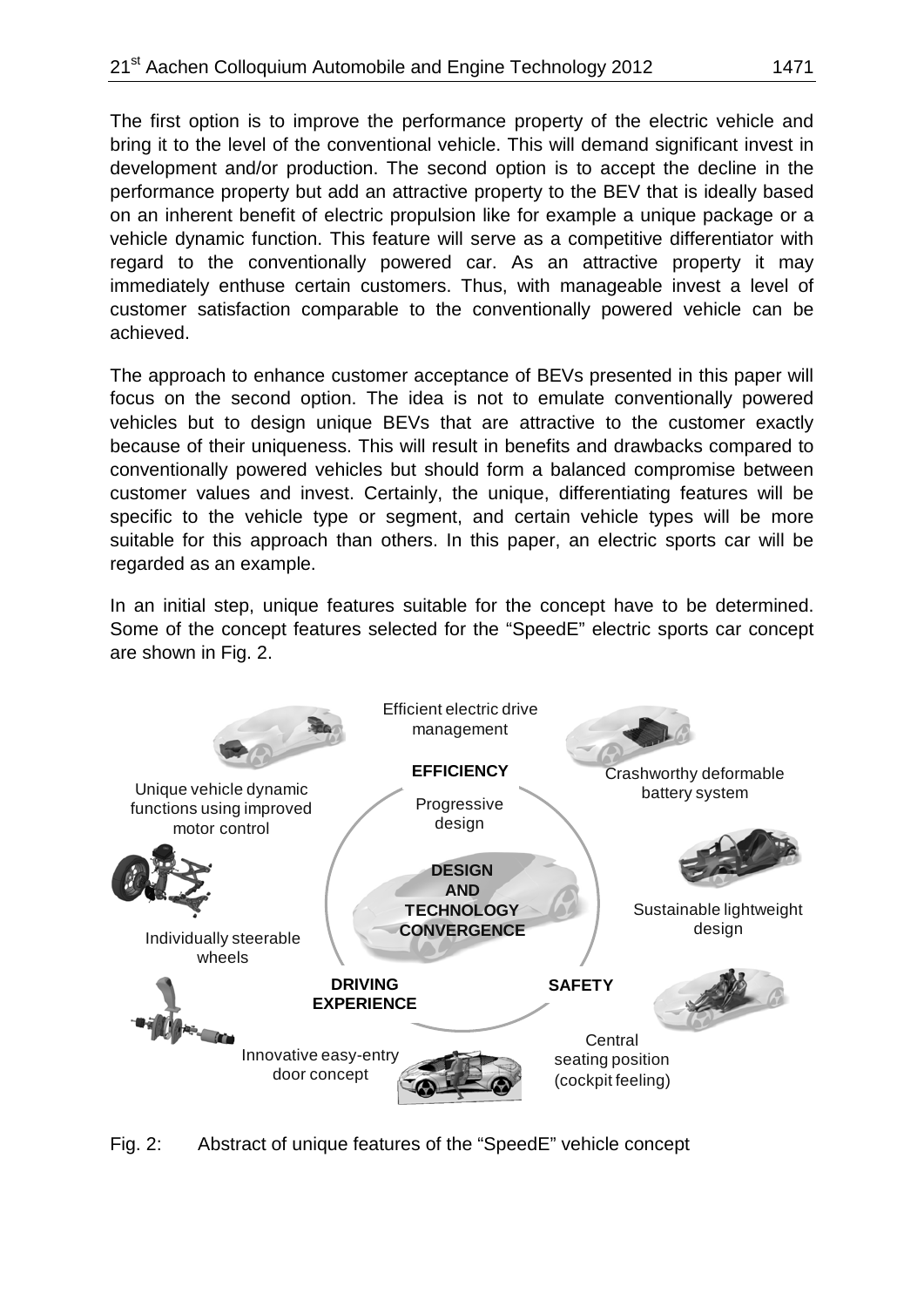The first option is to improve the performance property of the electric vehicle and bring it to the level of the conventional vehicle. This will demand significant invest in development and/or production. The second option is to accept the decline in the performance property but add an attractive property to the BEV that is ideally based on an inherent benefit of electric propulsion like for example a unique package or a vehicle dynamic function. This feature will serve as a competitive differentiator with regard to the conventionally powered car. As an attractive property it may immediately enthuse certain customers. Thus, with manageable invest a level of customer satisfaction comparable to the conventionally powered vehicle can be achieved.

The approach to enhance customer acceptance of BEVs presented in this paper will focus on the second option. The idea is not to emulate conventionally powered vehicles but to design unique BEVs that are attractive to the customer exactly because of their uniqueness. This will result in benefits and drawbacks compared to conventionally powered vehicles but should form a balanced compromise between customer values and invest. Certainly, the unique, differentiating features will be specific to the vehicle type or segment, and certain vehicle types will be more suitable for this approach than others. In this paper, an electric sports car will be regarded as an example.

In an initial step, unique features suitable for the concept have to be determined. Some of the concept features selected for the "SpeedE" electric sports car concept are shown in Fig. 2.

Fig. 2: Abstract of unique features of the "SpeedE" vehicle concept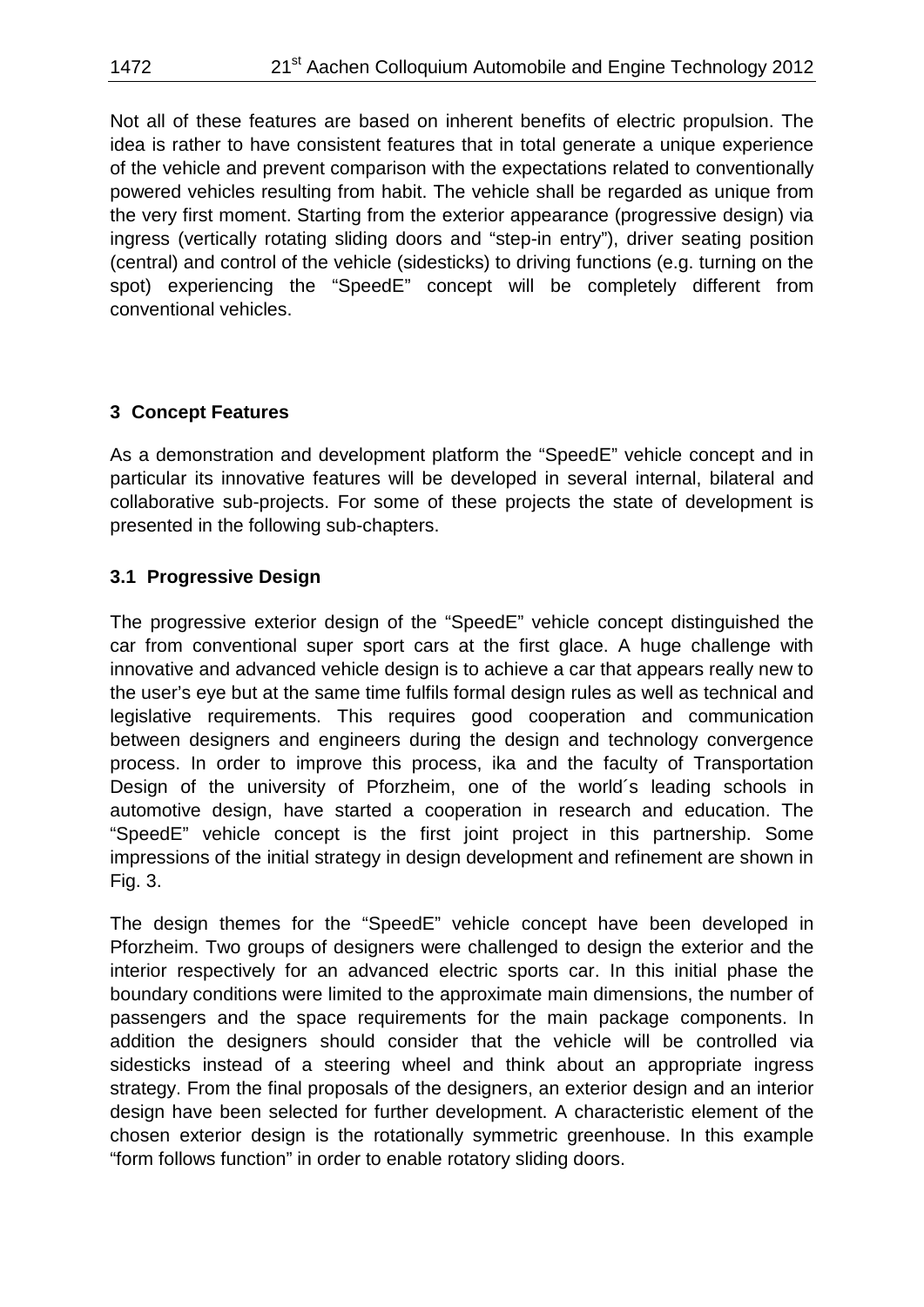Not all of these features are based on inherent benefits of electric propulsion. The idea is rather to have consistent features that in total generate a unique experience of the vehicle and prevent comparison with the expectations related to conventionally powered vehicles resulting from habit. The vehicle shall be regarded as unique from the very first moment. Starting from the exterior appearance (progressive design) via ingress (vertically rotating sliding doors and "step-in entry"), driver seating position (central) and control of the vehicle (sidesticks) to driving functions (e.g. turning on the spot) experiencing the "SpeedE" concept will be completely different from conventional vehicles.

## 3 Concept Features

As a demonstration and development platform the "SpeedE" vehicle concept and in particular its innovative features will be developed in several internal, bilateral and collaborative sub-projects. For some of these projects the state of development is presented in the following sub-chapters.

### 3.1 Progressive Design

The progressive exterior design of the "SpeedE" vehicle concept distinguished the car from conventional super sport cars at the first glace. A huge challenge with innovative and advanced vehicle design is to achieve a car that appears really new to the user's eye but at the same time fulfils formal design rules as well as technical and legislative requirements. This requires good cooperation and communication between designers and engineers during the design and technology convergence process. In order to improve this process, ika and the faculty of Transportation Design of the university of Pforzheim, one of the world´s leading schools in automotive design, have started a cooperation in research and education. The "SpeedE" vehicle concept is the first joint project in this partnership. Some impressions of the initial strategy in design development and refinement are shown in Fig. 3.

The design themes for the "SpeedE" vehicle concept have been developed in Pforzheim. Two groups of designers were challenged to design the exterior and the interior respectively for an advanced electric sports car. In this initial phase the boundary conditions were limited to the approximate main dimensions, the number of passengers and the space requirements for the main package components. In addition the designers should consider that the vehicle will be controlled via sidesticks instead of a steering wheel and think about an appropriate ingress strategy. From the final proposals of the designers, an exterior design and an interior design have been selected for further development. A characteristic element of the chosen exterior design is the rotationally symmetric greenhouse. In this example "form follows function" in order to enable rotatory sliding doors.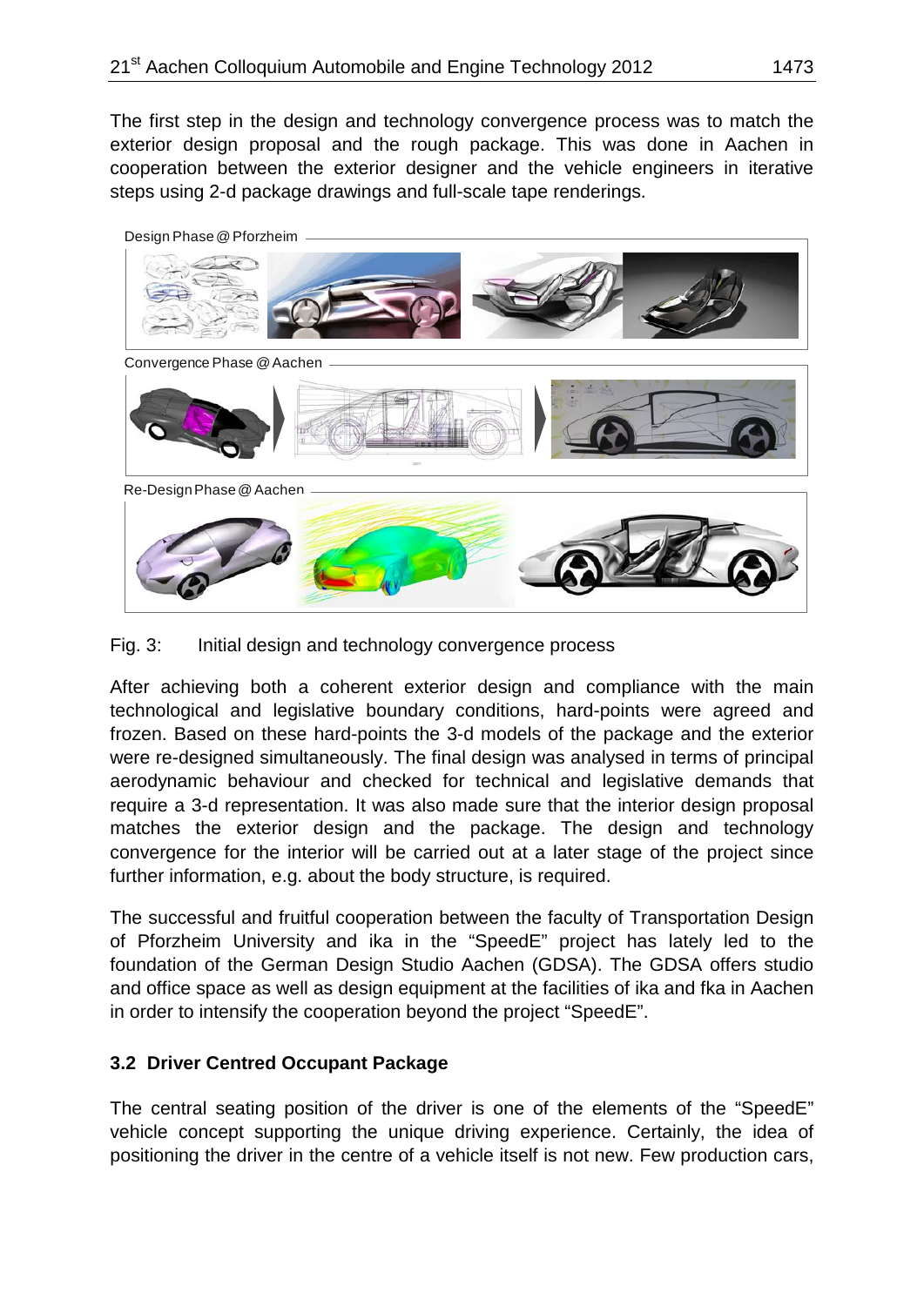The first step in the design and technology convergence process was to match the exterior design proposal and the rough package. This was done in Aachen in cooperation between the exterior designer and the vehicle engineers in iterative steps using 2-d package drawings and full-scale tape renderings.

Design Phase @ Pforzheim

Convergence Phase @ Aachen

Re-Design Phase @ Aachen

Fig. 3: Initial design and technology convergence process

After achieving both a coherent exterior design and compliance with the main technological and legislative boundary conditions, hard-points were agreed and frozen. Based on these hard-points the 3-d models of the package and the exterior were re-designed simultaneously. The final design was analysed in terms of principal aerodynamic behaviour and checked for technical and legislative demands that require a 3-d representation. It was also made sure that the interior design proposal matches the exterior design and the package. The design and technology convergence for the interior will be carried out at a later stage of the project since further information, e.g. about the body structure, is required.

The successful and fruitful cooperation between the faculty of Transportation Design of Pforzheim University and ika in the "SpeedE" project has lately led to the foundation of the German Design Studio Aachen (GDSA). The GDSA offers studio and office space as well as design equipment at the facilities of ika and fka in Aachen in order to intensify the cooperation beyond the project "SpeedE".

### 3.2 Driver Centred Occupant Package

The central seating position of the driver is one of the elements of the "SpeedE" vehicle concept supporting the unique driving experience. Certainly, the idea of positioning the driver in the centre of a vehicle itself is not new. Few production cars,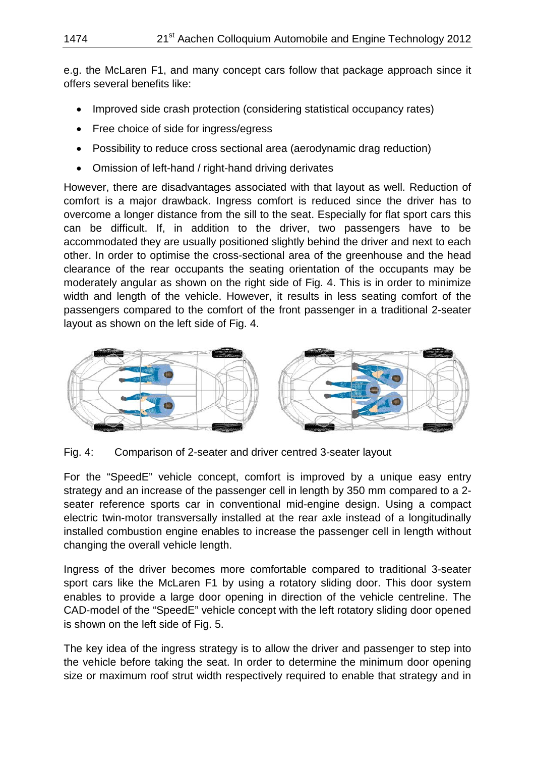e.g. the McLaren F1, and many concept cars follow that package approach since it offers several benefits like:

- Improved side crash protection (considering statistical occupancy rates)
- Free choice of side for ingress/egress
- Possibility to reduce cross sectional area (aerodynamic drag reduction)
- Omission of left-hand / right-hand driving derivates

However, there are disadvantages associated with that layout as well. Reduction of comfort is a major drawback. Ingress comfort is reduced since the driver has to overcome a longer distance from the sill to the seat. Especially for flat sport cars this can be difficult. If, in addition to the driver, two passengers have to be accommodated they are usually positioned slightly behind the driver and next to each other. In order to optimise the cross-sectional area of the greenhouse and the head clearance of the rear occupants the seating orientation of the occupants may be moderately angular as shown on the right side of Fig. 4. This is in order to minimize width and length of the vehicle. However, it results in less seating comfort of the passengers compared to the comfort of the front passenger in a traditional 2-seater layout as shown on the left side of Fig. 4.

Fig. 4: Comparison of 2-seater and driver centred 3-seater layout

For the "SpeedE" vehicle concept, comfort is improved by a unique easy entry strategy and an increase of the passenger cell in length by 350 mm compared to a 2-seater reference sports car in conventional mid-engine design. Using a compact electric twin-motor transversally installed at the rear axle instead of a longitudinally installed combustion engine enables to increase the passenger cell in length without changing the overall vehicle length.

Ingress of the driver becomes more comfortable compared to traditional 3-seater sport cars like the McLaren F1 by using a rotatory sliding door. This door system enables to provide a large door opening in direction of the vehicle centreline. The CAD-model of the "SpeedE" vehicle concept with the left rotatory sliding door opened is shown on the left side of Fig. 5.

The key idea of the ingress strategy is to allow the driver and passenger to step into the vehicle before taking the seat. In order to determine the minimum door opening size or maximum roof strut width respectively required to enable that strategy and in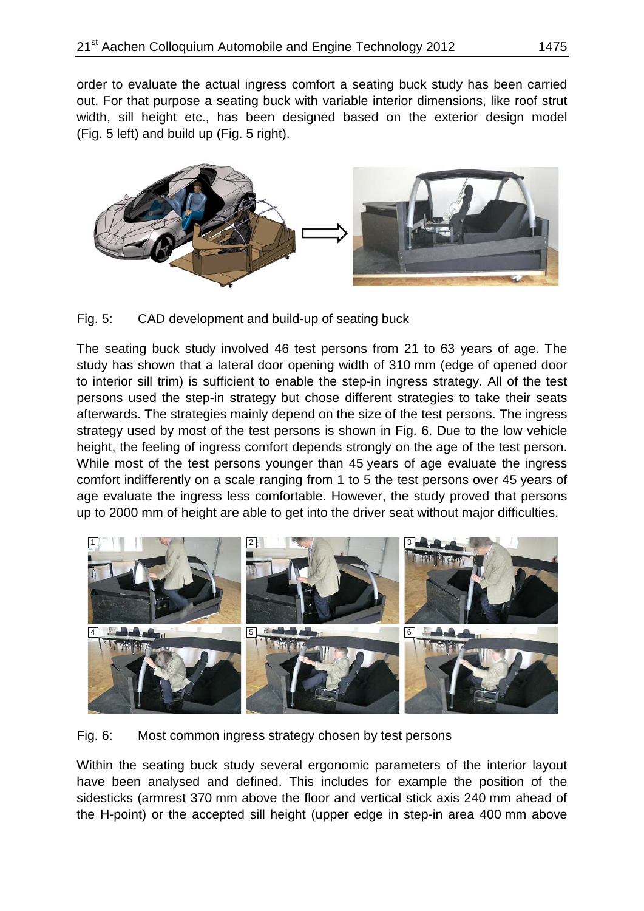order to evaluate the actual ingress comfort a seating buck study has been carried out. For that purpose a seating buck with variable interior dimensions, like roof strut width, sill height etc., has been designed based on the exterior design model (Fig. 5 left) and build up (Fig. 5 right).

Fig. 5: CAD development and build-up of seating buck

The seating buck study involved 46 test persons from 21 to 63 years of age. The study has shown that a lateral door opening width of 310 mm (edge of opened door to interior sill trim) is sufficient to enable the step-in ingress strategy. All of the test persons used the step-in strategy but chose different strategies to take their seats afterwards. The strategies mainly depend on the size of the test persons. The ingress strategy used by most of the test persons is shown in Fig. 6. Due to the low vehicle height, the feeling of ingress comfort depends strongly on the age of the test person. While most of the test persons younger than 45 years of age evaluate the ingress comfort indifferently on a scale ranging from 1 to 5 the test persons over 45 years of age evaluate the ingress less comfortable. However, the study proved that persons up to 2000 mm of height are able to get into the driver seat without major difficulties.

Fig. 6: Most common ingress strategy chosen by test persons

Within the seating buck study several ergonomic parameters of the interior layout have been analysed and defined. This includes for example the position of the sidesticks (armrest 370 mm above the floor and vertical stick axis 240 mm ahead of the H-point) or the accepted sill height (upper edge in step-in area 400 mm above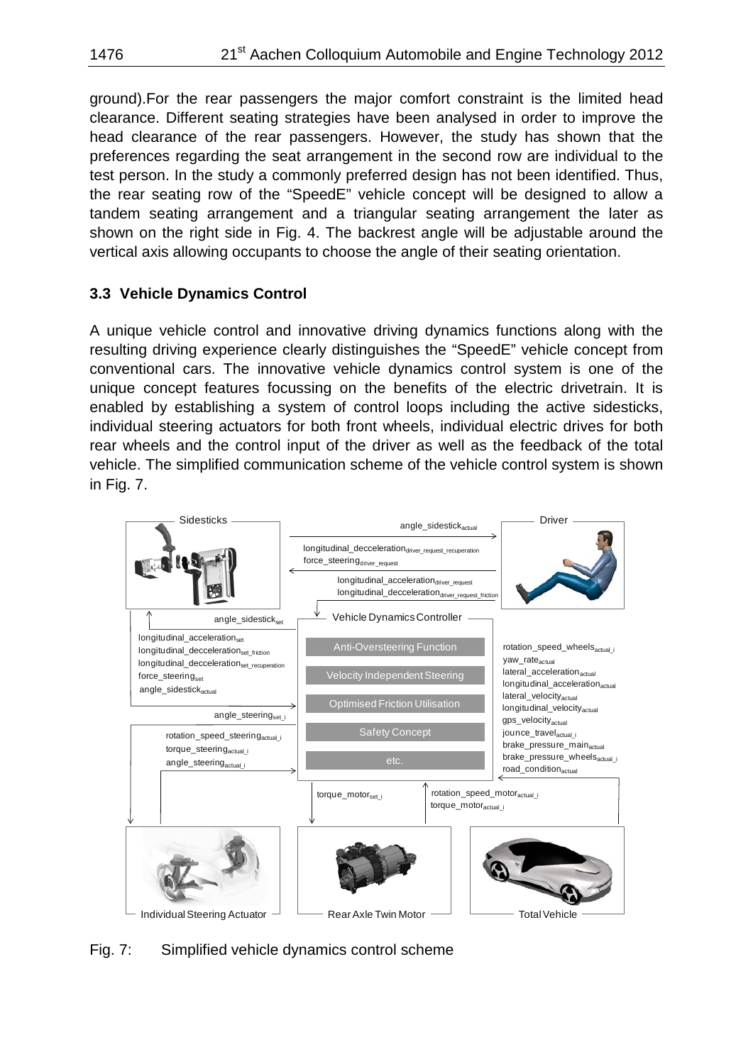ground).For the rear passengers the major comfort constraint is the limited head clearance. Different seating strategies have been analysed in order to improve the head clearance of the rear passengers. However, the study has shown that the preferences regarding the seat arrangement in the second row are individual to the test person. In the study a commonly preferred design has not been identified. Thus, the rear seating row of the "SpeedE" vehicle concept will be designed to allow a tandem seating arrangement and a triangular seating arrangement the later as shown on the right side in Fig. 4. The backrest angle will be adjustable around the vertical axis allowing occupants to choose the angle of their seating orientation.

### 3.3 Vehicle Dynamics Control

A unique vehicle control and innovative driving dynamics functions along with the resulting driving experience clearly distinguishes the "SpeedE" vehicle concept from conventional cars. The innovative vehicle dynamics control system is one of the unique concept features focussing on the benefits of the electric drivetrain. It is enabled by establishing a system of control loops including the active sidesticks, individual steering actuators for both front wheels, individual electric drives for both rear wheels and the control input of the driver as well as the feedback of the total vehicle. The simplified communication scheme of the vehicle control system is shown in Fig. 7.

Fig. 7: Simplified vehicle dynamics control scheme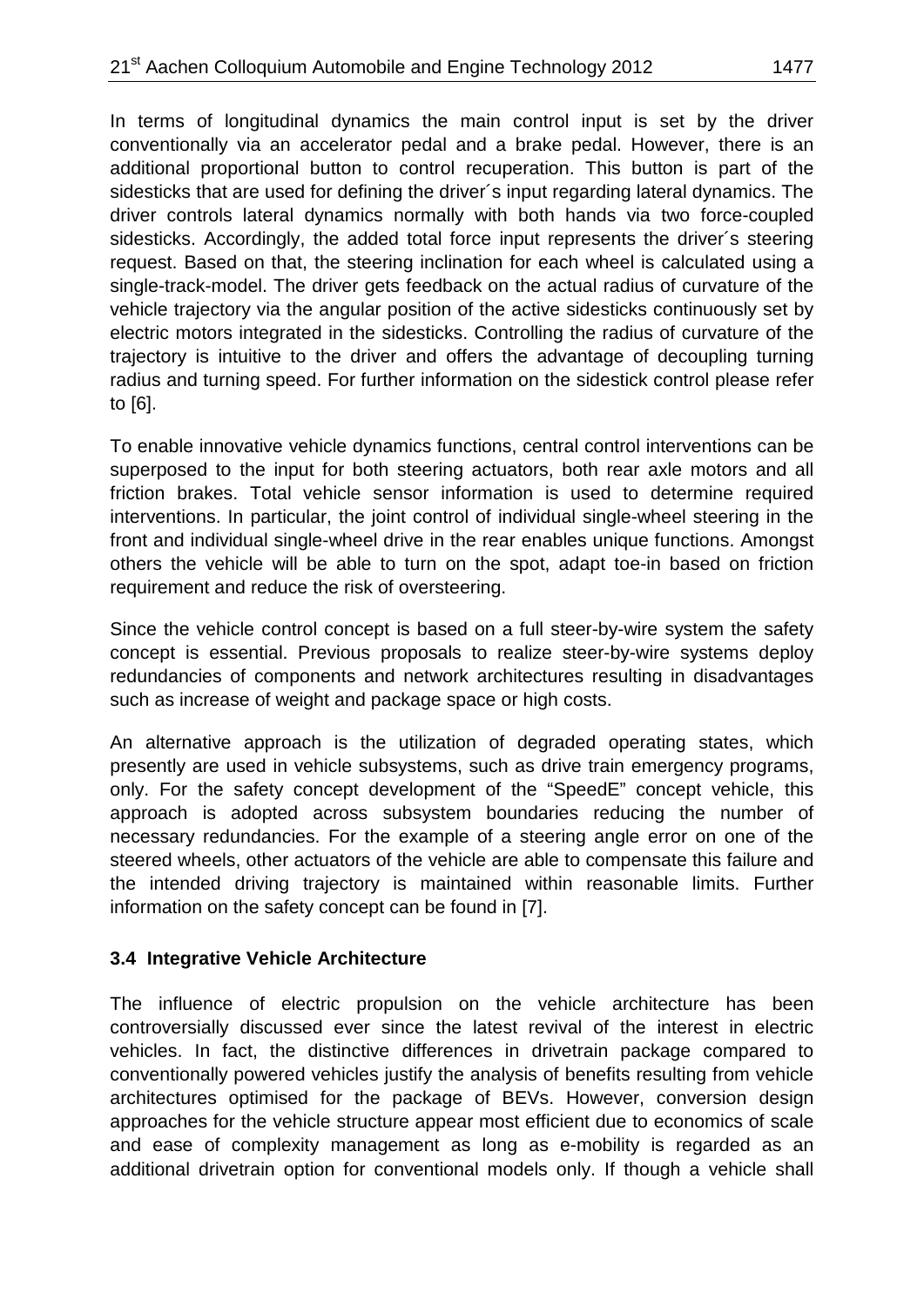In terms of longitudinal dynamics the main control input is set by the driver conventionally via an accelerator pedal and a brake pedal. However, there is an additional proportional button to control recuperation. This button is part of the sidesticks that are used for defining the driver´s input regarding lateral dynamics. The driver controls lateral dynamics normally with both hands via two force-coupled sidesticks. Accordingly, the added total force input represents the driver´s steering request. Based on that, the steering inclination for each wheel is calculated using a single-track-model. The driver gets feedback on the actual radius of curvature of the vehicle trajectory via the angular position of the active sidesticks continuously set by electric motors integrated in the sidesticks. Controlling the radius of curvature of the trajectory is intuitive to the driver and offers the advantage of decoupling turning radius and turning speed. For further information on the sidestick control please refer to [6].

To enable innovative vehicle dynamics functions, central control interventions can be superposed to the input for both steering actuators, both rear axle motors and all friction brakes. Total vehicle sensor information is used to determine required interventions. In particular, the joint control of individual single-wheel steering in the front and individual single-wheel drive in the rear enables unique functions. Amongst others the vehicle will be able to turn on the spot, adapt toe-in based on friction requirement and reduce the risk of oversteering.

Since the vehicle control concept is based on a full steer-by-wire system the safety concept is essential. Previous proposals to realize steer-by-wire systems deploy redundancies of components and network architectures resulting in disadvantages such as increase of weight and package space or high costs.

An alternative approach is the utilization of degraded operating states, which presently are used in vehicle subsystems, such as drive train emergency programs, only. For the safety concept development of the "SpeedE" concept vehicle, this approach is adopted across subsystem boundaries reducing the number of necessary redundancies. For the example of a steering angle error on one of the steered wheels, other actuators of the vehicle are able to compensate this failure and the intended driving trajectory is maintained within reasonable limits. Further information on the safety concept can be found in [7].

### 3.4 Integrative Vehicle Architecture

The influence of electric propulsion on the vehicle architecture has been controversially discussed ever since the latest revival of the interest in electric vehicles. In fact, the distinctive differences in drivetrain package compared to conventionally powered vehicles justify the analysis of benefits resulting from vehicle architectures optimised for the package of BEVs. However, conversion design approaches for the vehicle structure appear most efficient due to economics of scale and ease of complexity management as long as e-mobility is regarded as an additional drivetrain option for conventional models only. If though a vehicle shall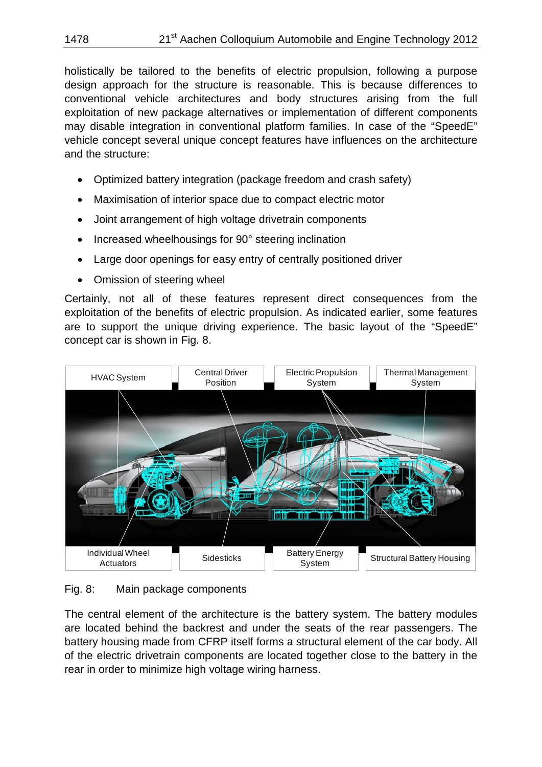holistically be tailored to the benefits of electric propulsion, following a purpose design approach for the structure is reasonable. This is because differences to conventional vehicle architectures and body structures arising from the full exploitation of new package alternatives or implementation of different components may disable integration in conventional platform families. In case of the “SpeedE” vehicle concept several unique concept features have influences on the architecture and the structure:

- Optimized battery integration (package freedom and crash safety)
- Maximisation of interior space due to compact electric motor
- Joint arrangement of high voltage drivetrain components
- Increased wheelhousings for 90° steering inclination
- Large door openings for easy entry of centrally positioned driver
- Omission of steering wheel

Certainly, not all of these features represent direct consequences from the exploitation of the benefits of electric propulsion. As indicated earlier, some features are to support the unique driving experience. The basic layout of the “SpeedE” concept car is shown in Fig. 8.

Fig. 8: Main package components

The central element of the architecture is the battery system. The battery modules are located behind the backrest and under the seats of the rear passengers. The battery housing made from CFRP itself forms a structural element of the car body. All of the electric drivetrain components are located together close to the battery in the rear in order to minimize high voltage wiring harness.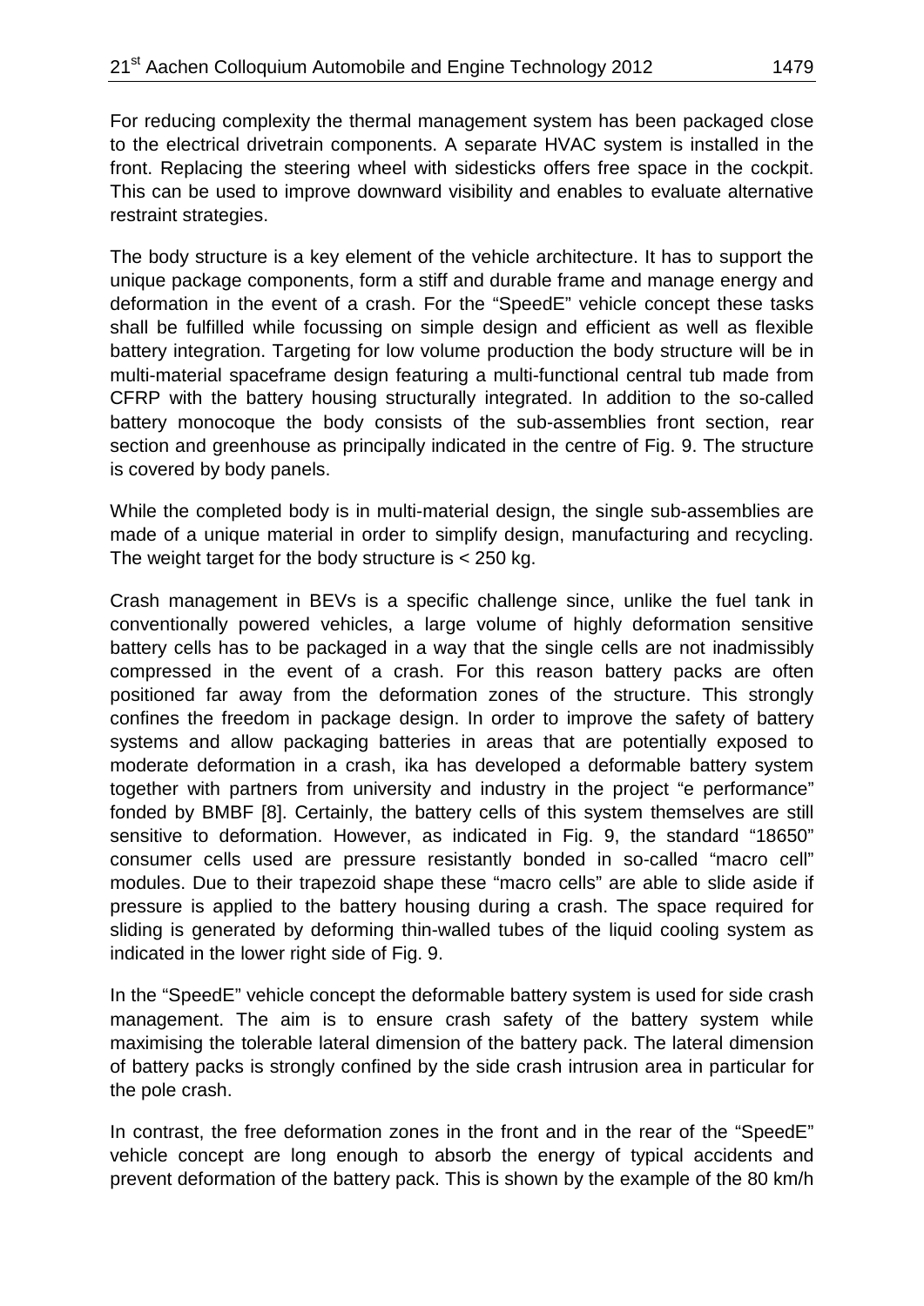For reducing complexity the thermal management system has been packaged close to the electrical drivetrain components. A separate HVAC system is installed in the front. Replacing the steering wheel with sidesticks offers free space in the cockpit. This can be used to improve downward visibility and enables to evaluate alternative restraint strategies.

The body structure is a key element of the vehicle architecture. It has to support the unique package components, form a stiff and durable frame and manage energy and deformation in the event of a crash. For the "SpeedE" vehicle concept these tasks shall be fulfilled while focussing on simple design and efficient as well as flexible battery integration. Targeting for low volume production the body structure will be in multi-material spaceframe design featuring a multi-functional central tub made from CFRP with the battery housing structurally integrated. In addition to the so-called battery monocoque the body consists of the sub-assemblies front section, rear section and greenhouse as principally indicated in the centre of Fig. 9. The structure is covered by body panels.

While the completed body is in multi-material design, the single sub-assemblies are made of a unique material in order to simplify design, manufacturing and recycling. The weight target for the body structure is < 250 kg.

Crash management in BEVs is a specific challenge since, unlike the fuel tank in conventionally powered vehicles, a large volume of highly deformation sensitive battery cells has to be packaged in a way that the single cells are not inadmissibly compressed in the event of a crash. For this reason battery packs are often positioned far away from the deformation zones of the structure. This strongly confines the freedom in package design. In order to improve the safety of battery systems and allow packaging batteries in areas that are potentially exposed to moderate deformation in a crash, ika has developed a deformable battery system together with partners from university and industry in the project "e performance" fonded by BMBF [8]. Certainly, the battery cells of this system themselves are still sensitive to deformation. However, as indicated in Fig. 9, the standard "18650" consumer cells used are pressure resistantly bonded in so-called "macro cell" modules. Due to their trapezoid shape these "macro cells" are able to slide aside if pressure is applied to the battery housing during a crash. The space required for sliding is generated by deforming thin-walled tubes of the liquid cooling system as indicated in the lower right side of Fig. 9.

In the "SpeedE" vehicle concept the deformable battery system is used for side crash management. The aim is to ensure crash safety of the battery system while maximising the tolerable lateral dimension of the battery pack. The lateral dimension of battery packs is strongly confined by the side crash intrusion area in particular for the pole crash.

In contrast, the free deformation zones in the front and in the rear of the "SpeedE" vehicle concept are long enough to absorb the energy of typical accidents and prevent deformation of the battery pack. This is shown by the example of the 80 km/h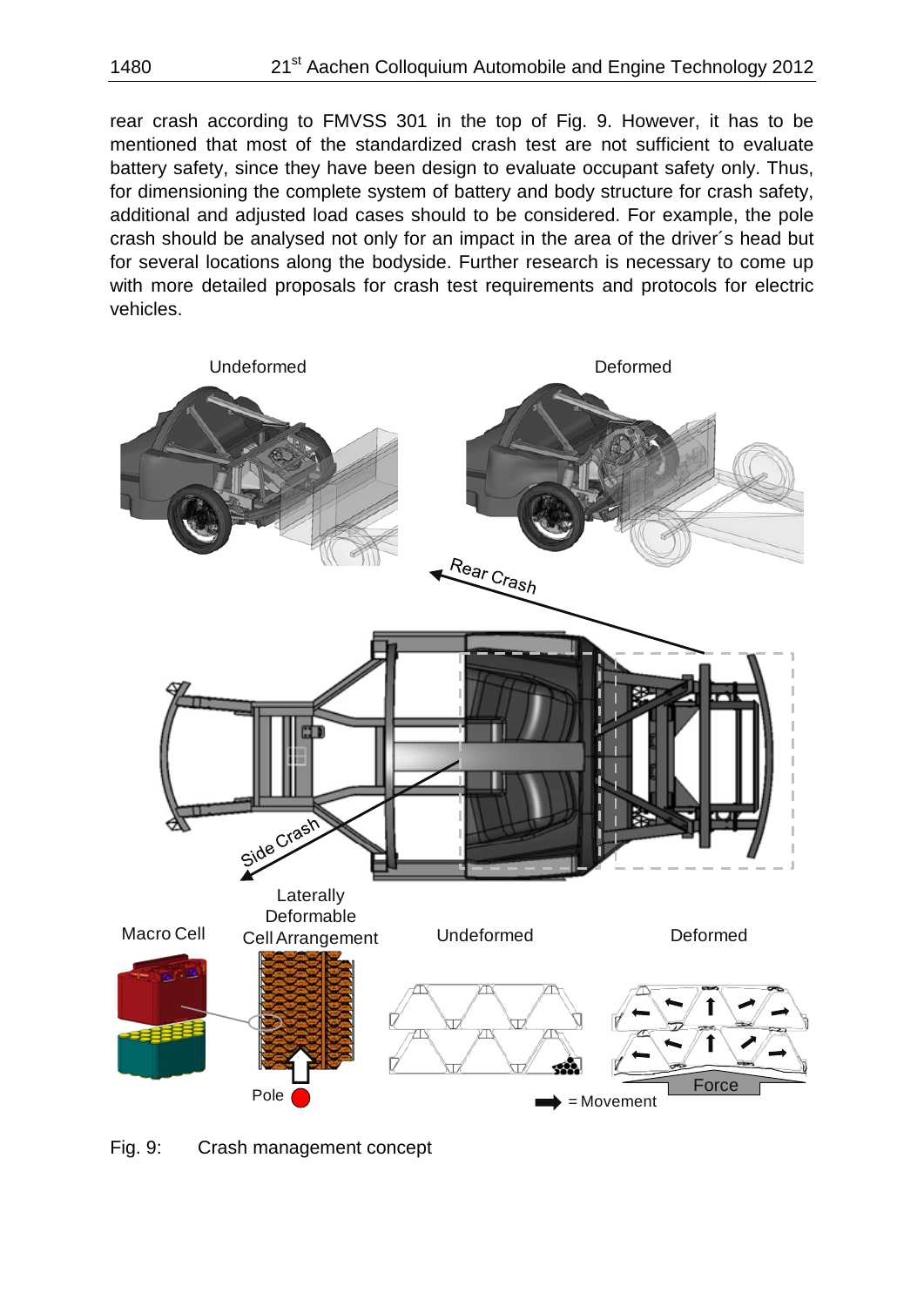rear crash according to FMVSS 301 in the top of Fig. 9. However, it has to be mentioned that most of the standardized crash test are not sufficient to evaluate battery safety, since they have been design to evaluate occupant safety only. Thus, for dimensioning the complete system of battery and body structure for crash safety, additional and adjusted load cases should to be considered. For example, the pole crash should be analysed not only for an impact in the area of the driver´s head but for several locations along the bodyside. Further research is necessary to come up with more detailed proposals for crash test requirements and protocols for electric vehicles.

Fig. 9: Crash management concept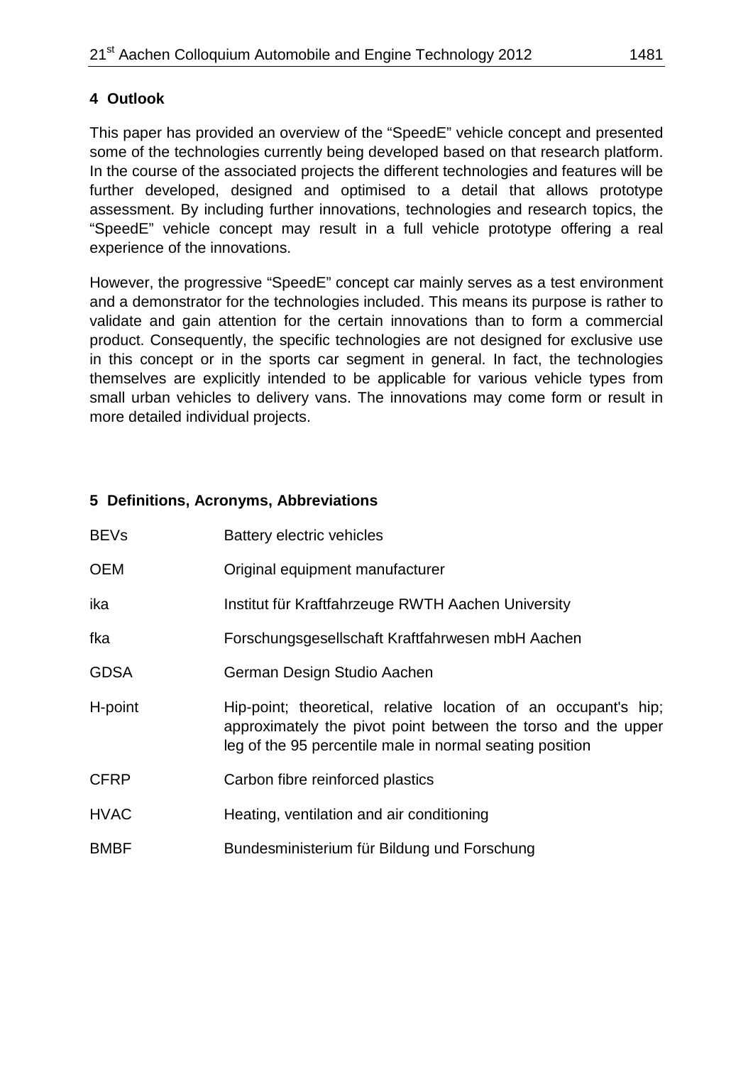## 4 Outlook

This paper has provided an overview of the "SpeedE" vehicle concept and presented some of the technologies currently being developed based on that research platform. In the course of the associated projects the different technologies and features will be further developed, designed and optimised to a detail that allows prototype assessment. By including further innovations, technologies and research topics, the "SpeedE" vehicle concept may result in a full vehicle prototype offering a real experience of the innovations.

However, the progressive "SpeedE" concept car mainly serves as a test environment and a demonstrator for the technologies included. This means its purpose is rather to validate and gain attention for the certain innovations than to form a commercial product. Consequently, the specific technologies are not designed for exclusive use in this concept or in the sports car segment in general. In fact, the technologies themselves are explicitly intended to be applicable for various vehicle types from small urban vehicles to delivery vans. The innovations may come form or result in more detailed individual projects.

## 5 Definitions, Acronyms, Abbreviations

| | |
|---|---|
| BEVs | Battery electric vehicles |
| OEM | Original equipment manufacturer |
| ika | Institut für Kraftfahrzeuge RWTH Aachen University |
| fka | Forschungsgesellschaft Kraftfahrwesen mbH Aachen |
| GDSA | German Design Studio Aachen |
| H-point | Hip-point; theoretical, relative location of an occupant's hip; approximately the pivot point between the torso and the upper leg of the 95 percentile male in normal seating position |
| CFRP | Carbon fibre reinforced plastics |
| HVAC | Heating, ventilation and air conditioning |
| BMBF | Bundesministerium für Bildung und Forschung |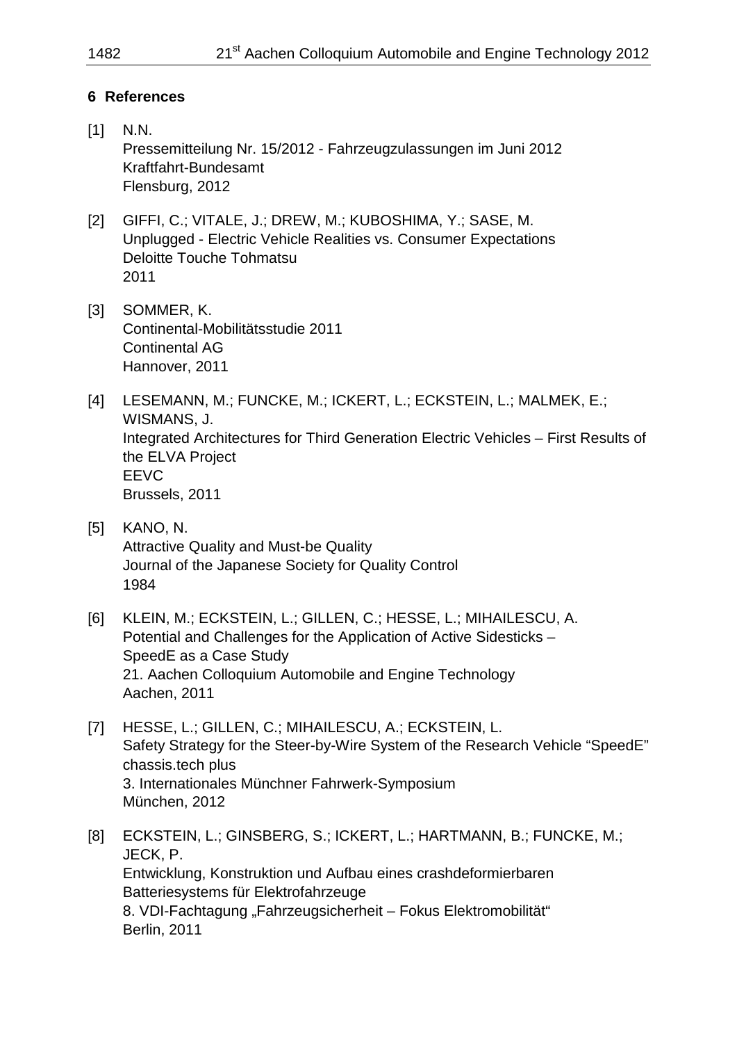## 6 References

[1] N.N.
Pressemitteilung Nr. 15/2012 - Fahrzeugzulassungen im Juni 2012
Kraftfahrt-Bundesamt
Flensburg, 2012

[2] GIFFI, C.; VITALE, J.; DREW, M.; KUBOSHIMA, Y.; SASE, M.
Unplugged - Electric Vehicle Realities vs. Consumer Expectations
Deloitte Touche Tohmatsu
2011

[3] SOMMER, K.
Continental-Mobilitätsstudie 2011
Continental AG
Hannover, 2011

[4] LESEMANN, M.; FUNCKE, M.; ICKERT, L.; ECKSTEIN, L.; MALMEK, E.; WISMANS, J.
Integrated Architectures for Third Generation Electric Vehicles – First Results of the ELVA Project
EEVC
Brussels, 2011

[5] KANO, N.
Attractive Quality and Must-be Quality
Journal of the Japanese Society for Quality Control
1984

[6] KLEIN, M.; ECKSTEIN, L.; GILLEN, C.; HESSE, L.; MIHAILESCU, A.
Potential and Challenges for the Application of Active Sidesticks – SpeedE as a Case Study
21. Aachen Colloquium Automobile and Engine Technology
Aachen, 2011

[7] HESSE, L.; GILLEN, C.; MIHAILESCU, A.; ECKSTEIN, L.
Safety Strategy for the Steer-by-Wire System of the Research Vehicle "SpeedE"
chassis.tech plus
3. Internationales Münchner Fahrwerk-Symposium
München, 2012

[8] ECKSTEIN, L.; GINSBERG, S.; ICKERT, L.; HARTMANN, B.; FUNCKE, M.; JECK, P.
Entwicklung, Konstruktion und Aufbau eines crashdeformierbaren Batteriesystems für Elektrofahrzeuge
8. VDI-Fachtagung „Fahrzeugsicherheit – Fokus Elektromobilität"
Berlin, 2011